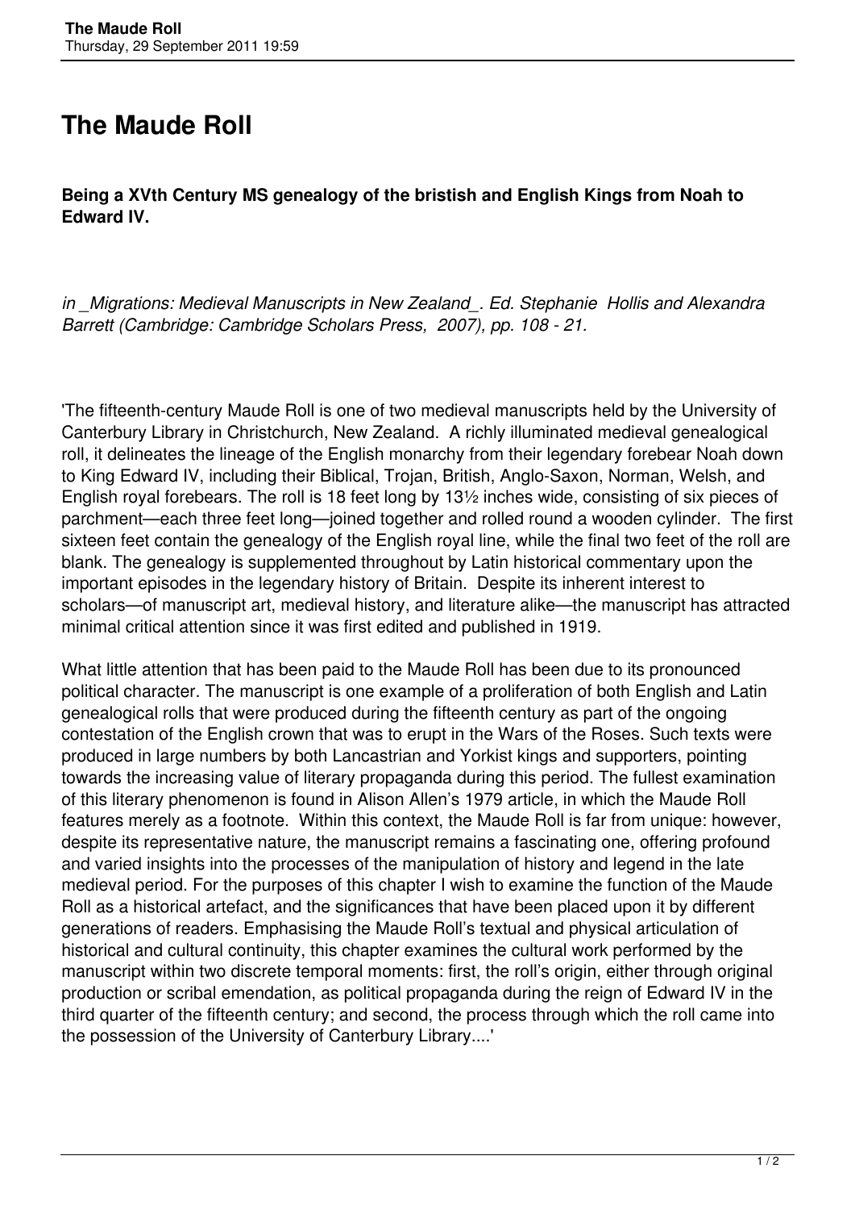# The Maude Roll

**Being a XVth Century MS genealogy of the bristish and English Kings from Noah to Edward IV.**

*in _Migrations: Medieval Manuscripts in New Zealand_. Ed. Stephanie Hollis and Alexandra Barrett (Cambridge: Cambridge Scholars Press, 2007), pp. 108 - 21.*

'The fifteenth-century Maude Roll is one of two medieval manuscripts held by the University of Canterbury Library in Christchurch, New Zealand. A richly illuminated medieval genealogical roll, it delineates the lineage of the English monarchy from their legendary forebear Noah down to King Edward IV, including their Biblical, Trojan, British, Anglo-Saxon, Norman, Welsh, and English royal forebears. The roll is 18 feet long by 13½ inches wide, consisting of six pieces of parchment—each three feet long—joined together and rolled round a wooden cylinder. The first sixteen feet contain the genealogy of the English royal line, while the final two feet of the roll are blank. The genealogy is supplemented throughout by Latin historical commentary upon the important episodes in the legendary history of Britain. Despite its inherent interest to scholars—of manuscript art, medieval history, and literature alike—the manuscript has attracted minimal critical attention since it was first edited and published in 1919.

What little attention that has been paid to the Maude Roll has been due to its pronounced political character. The manuscript is one example of a proliferation of both English and Latin genealogical rolls that were produced during the fifteenth century as part of the ongoing contestation of the English crown that was to erupt in the Wars of the Roses. Such texts were produced in large numbers by both Lancastrian and Yorkist kings and supporters, pointing towards the increasing value of literary propaganda during this period. The fullest examination of this literary phenomenon is found in Alison Allen's 1979 article, in which the Maude Roll features merely as a footnote. Within this context, the Maude Roll is far from unique: however, despite its representative nature, the manuscript remains a fascinating one, offering profound and varied insights into the processes of the manipulation of history and legend in the late medieval period. For the purposes of this chapter I wish to examine the function of the Maude Roll as a historical artefact, and the significances that have been placed upon it by different generations of readers. Emphasising the Maude Roll's textual and physical articulation of historical and cultural continuity, this chapter examines the cultural work performed by the manuscript within two discrete temporal moments: first, the roll's origin, either through original production or scribal emendation, as political propaganda during the reign of Edward IV in the third quarter of the fifteenth century; and second, the process through which the roll came into the possession of the University of Canterbury Library....'